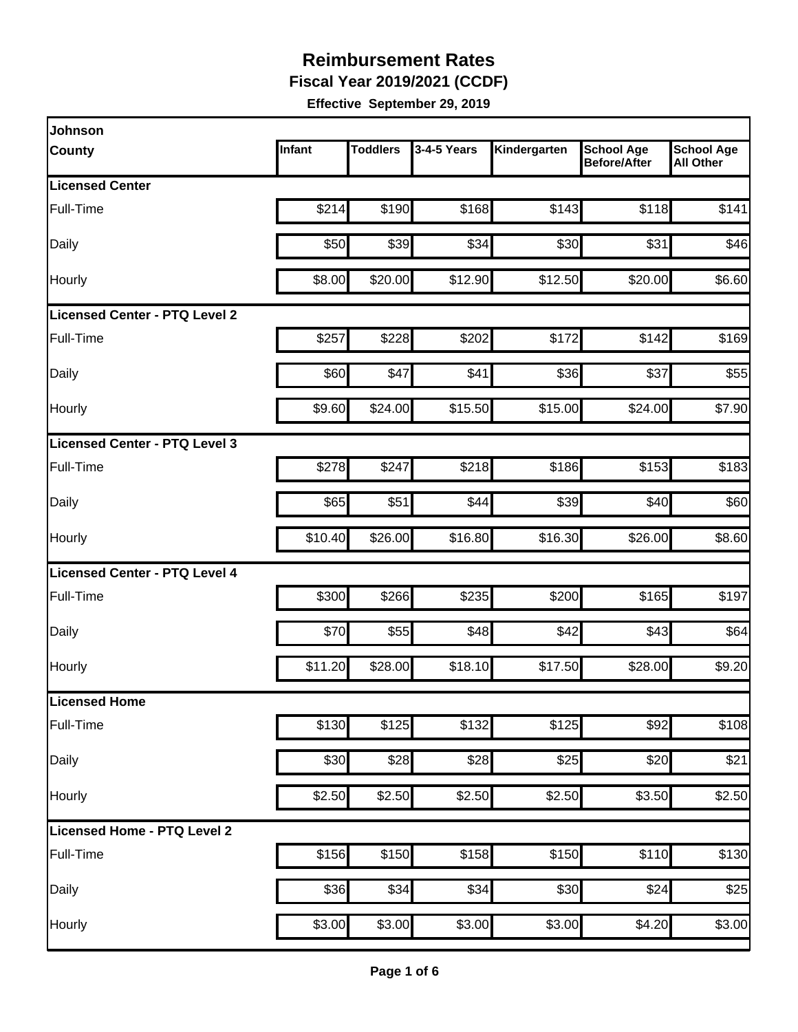# Reimbursement Rates

**Fiscal Year 2019/2021 (CCDF)**

**Effective September 29, 2019**

| Johnson County | Infant | Toddlers | 3-4-5 Years | Kindergarten | School Age Before/After | School Age All Other |
|---|---|---|---|---|---|---|
| **Licensed Center** | | | | | | |
| Full-Time | $214 | $190 | $168 | $143 | $118 | $141 |
| Daily | $50 | $39 | $34 | $30 | $31 | $46 |
| Hourly | $8.00 | $20.00 | $12.90 | $12.50 | $20.00 | $6.60 |
| **Licensed Center - PTQ Level 2** | | | | | | |
| Full-Time | $257 | $228 | $202 | $172 | $142 | $169 |
| Daily | $60 | $47 | $41 | $36 | $37 | $55 |
| Hourly | $9.60 | $24.00 | $15.50 | $15.00 | $24.00 | $7.90 |
| **Licensed Center - PTQ Level 3** | | | | | | |
| Full-Time | $278 | $247 | $218 | $186 | $153 | $183 |
| Daily | $65 | $51 | $44 | $39 | $40 | $60 |
| Hourly | $10.40 | $26.00 | $16.80 | $16.30 | $26.00 | $8.60 |
| **Licensed Center - PTQ Level 4** | | | | | | |
| Full-Time | $300 | $266 | $235 | $200 | $165 | $197 |
| Daily | $70 | $55 | $48 | $42 | $43 | $64 |
| Hourly | $11.20 | $28.00 | $18.10 | $17.50 | $28.00 | $9.20 |
| **Licensed Home** | | | | | | |
| Full-Time | $130 | $125 | $132 | $125 | $92 | $108 |
| Daily | $30 | $28 | $28 | $25 | $20 | $21 |
| Hourly | $2.50 | $2.50 | $2.50 | $2.50 | $3.50 | $2.50 |
| **Licensed Home - PTQ Level 2** | | | | | | |
| Full-Time | $156 | $150 | $158 | $150 | $110 | $130 |
| Daily | $36 | $34 | $34 | $30 | $24 | $25 |
| Hourly | $3.00 | $3.00 | $3.00 | $3.00 | $4.20 | $3.00 |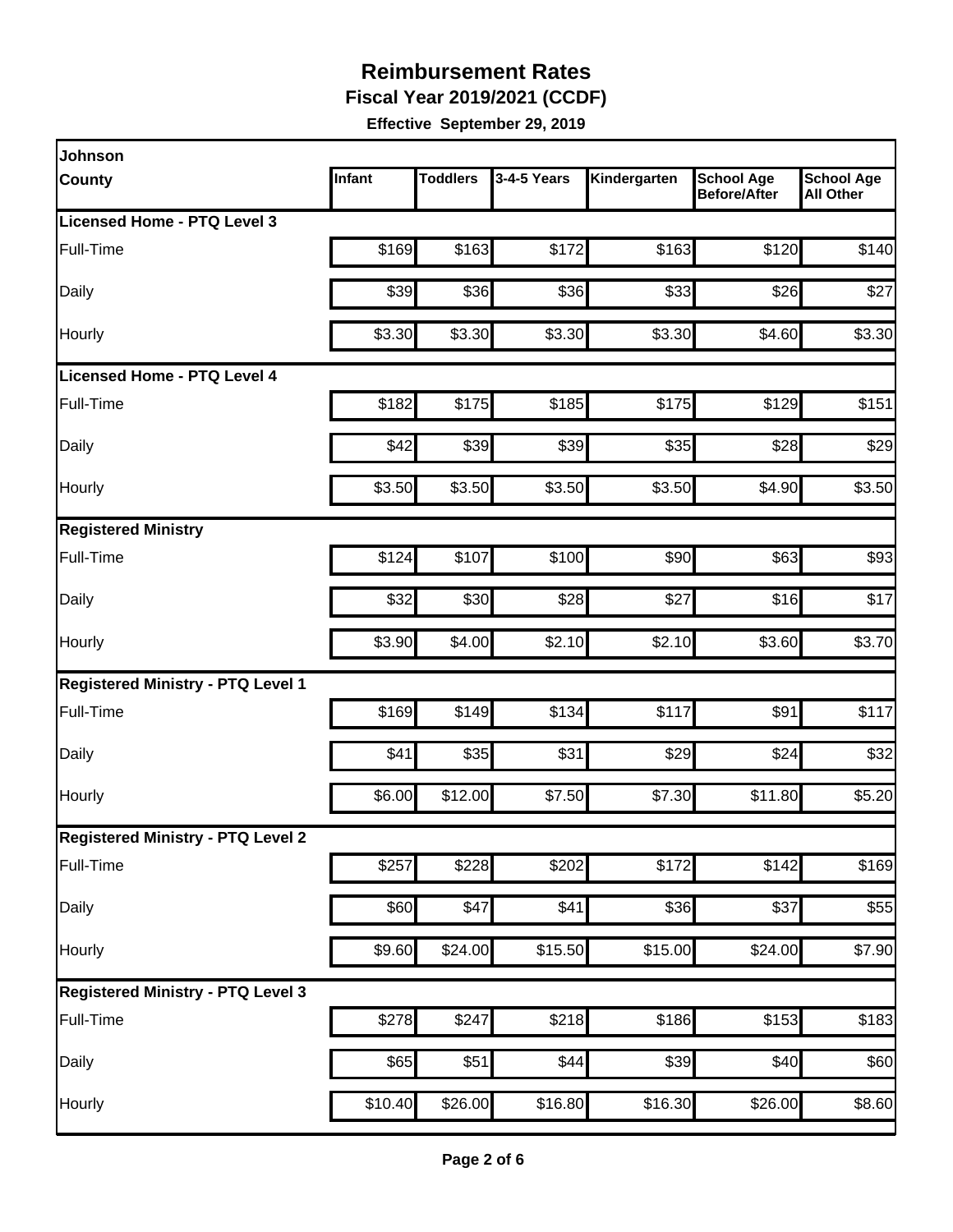# Reimbursement Rates

**Fiscal Year 2019/2021 (CCDF)**

**Effective September 29, 2019**

| Johnson County | Infant | Toddlers | 3-4-5 Years | Kindergarten | School Age Before/After | School Age All Other |
|---|---|---|---|---|---|---|
| **Licensed Home - PTQ Level 3** | | | | | | |
| Full-Time | $169 | $163 | $172 | $163 | $120 | $140 |
| Daily | $39 | $36 | $36 | $33 | $26 | $27 |
| Hourly | $3.30 | $3.30 | $3.30 | $3.30 | $4.60 | $3.30 |
| **Licensed Home - PTQ Level 4** | | | | | | |
| Full-Time | $182 | $175 | $185 | $175 | $129 | $151 |
| Daily | $42 | $39 | $39 | $35 | $28 | $29 |
| Hourly | $3.50 | $3.50 | $3.50 | $3.50 | $4.90 | $3.50 |
| **Registered Ministry** | | | | | | |
| Full-Time | $124 | $107 | $100 | $90 | $63 | $93 |
| Daily | $32 | $30 | $28 | $27 | $16 | $17 |
| Hourly | $3.90 | $4.00 | $2.10 | $2.10 | $3.60 | $3.70 |
| **Registered Ministry - PTQ Level 1** | | | | | | |
| Full-Time | $169 | $149 | $134 | $117 | $91 | $117 |
| Daily | $41 | $35 | $31 | $29 | $24 | $32 |
| Hourly | $6.00 | $12.00 | $7.50 | $7.30 | $11.80 | $5.20 |
| **Registered Ministry - PTQ Level 2** | | | | | | |
| Full-Time | $257 | $228 | $202 | $172 | $142 | $169 |
| Daily | $60 | $47 | $41 | $36 | $37 | $55 |
| Hourly | $9.60 | $24.00 | $15.50 | $15.00 | $24.00 | $7.90 |
| **Registered Ministry - PTQ Level 3** | | | | | | |
| Full-Time | $278 | $247 | $218 | $186 | $153 | $183 |
| Daily | $65 | $51 | $44 | $39 | $40 | $60 |
| Hourly | $10.40 | $26.00 | $16.80 | $16.30 | $26.00 | $8.60 |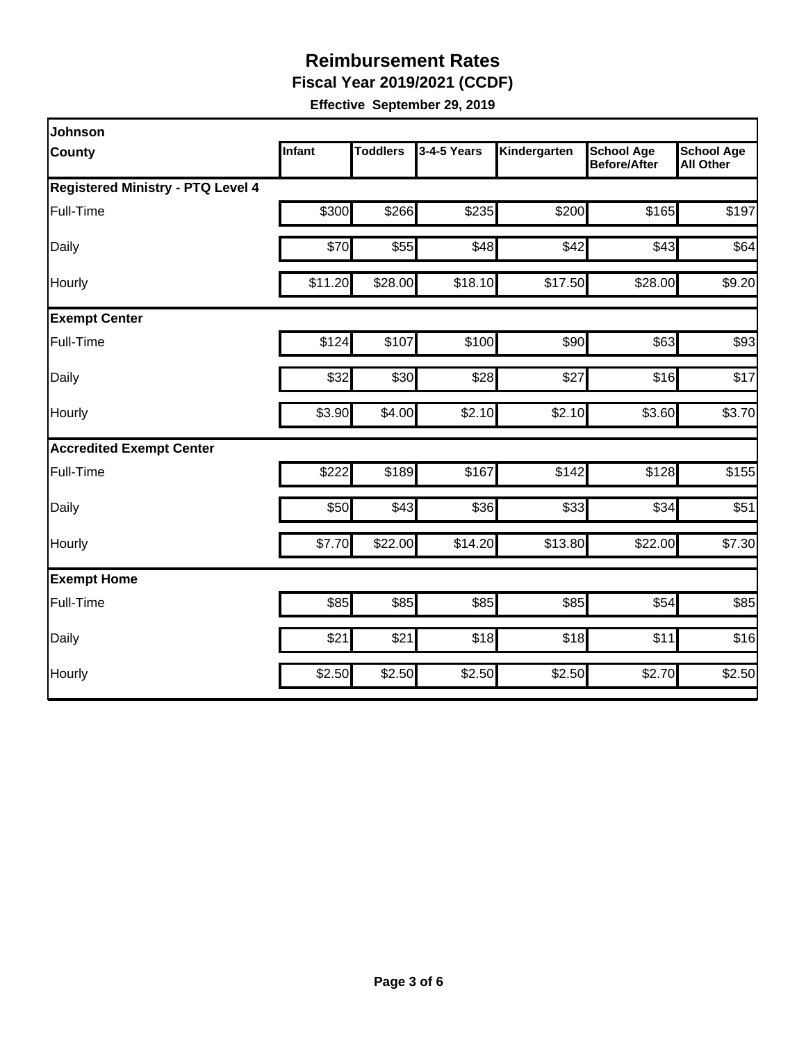# Reimbursement Rates

## Fiscal Year 2019/2021 (CCDF)

**Effective September 29, 2019**

| Johnson County | Infant | Toddlers | 3-4-5 Years | Kindergarten | School Age Before/After | School Age All Other |
|---|---|---|---|---|---|---|
| **Registered Ministry - PTQ Level 4** | | | | | | |
| Full-Time | $300 | $266 | $235 | $200 | $165 | $197 |
| Daily | $70 | $55 | $48 | $42 | $43 | $64 |
| Hourly | $11.20 | $28.00 | $18.10 | $17.50 | $28.00 | $9.20 |
| **Exempt Center** | | | | | | |
| Full-Time | $124 | $107 | $100 | $90 | $63 | $93 |
| Daily | $32 | $30 | $28 | $27 | $16 | $17 |
| Hourly | $3.90 | $4.00 | $2.10 | $2.10 | $3.60 | $3.70 |
| **Accredited Exempt Center** | | | | | | |
| Full-Time | $222 | $189 | $167 | $142 | $128 | $155 |
| Daily | $50 | $43 | $36 | $33 | $34 | $51 |
| Hourly | $7.70 | $22.00 | $14.20 | $13.80 | $22.00 | $7.30 |
| **Exempt Home** | | | | | | |
| Full-Time | $85 | $85 | $85 | $85 | $54 | $85 |
| Daily | $21 | $21 | $18 | $18 | $11 | $16 |
| Hourly | $2.50 | $2.50 | $2.50 | $2.50 | $2.70 | $2.50 |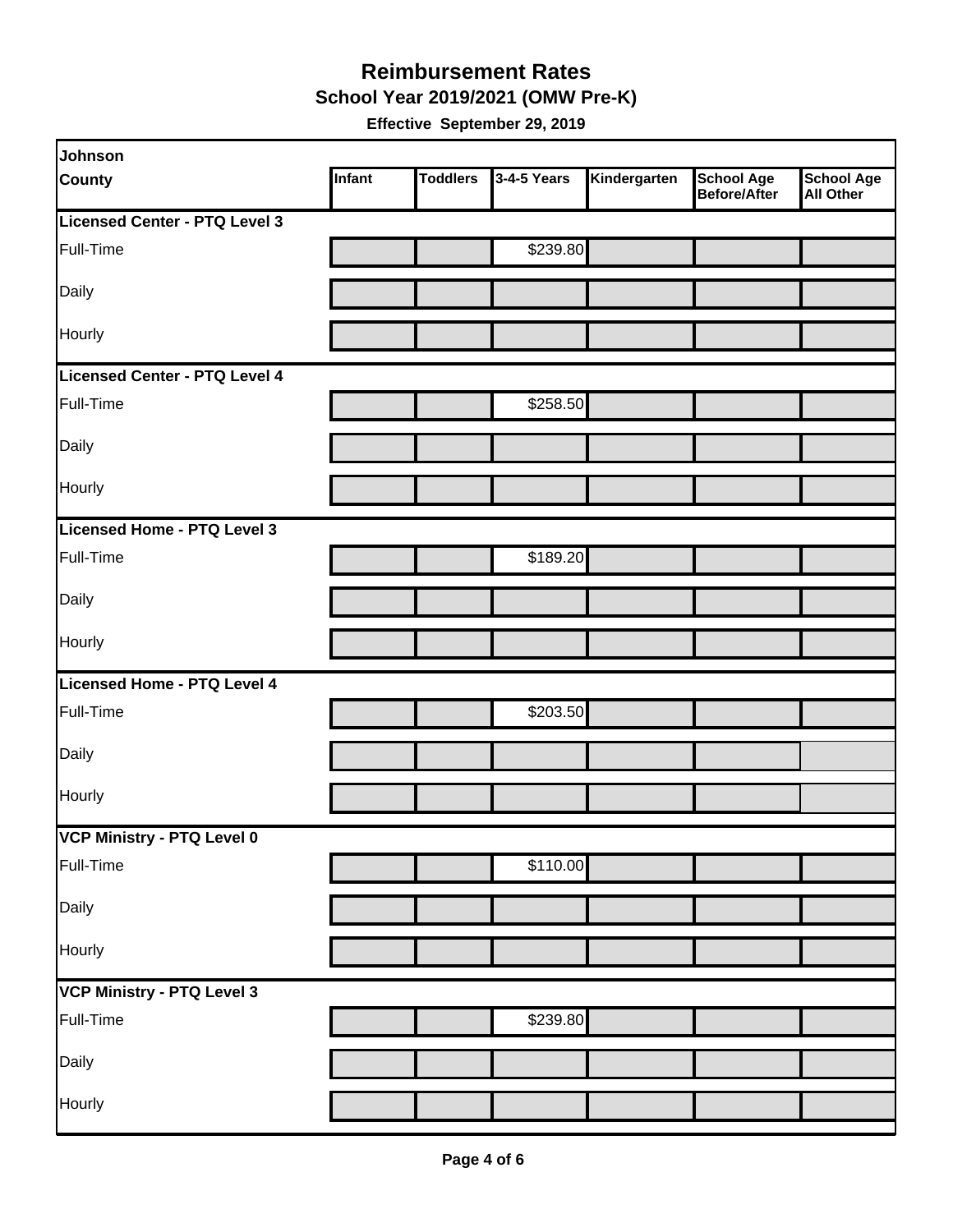# Reimbursement Rates

## School Year 2019/2021 (OMW Pre-K)

**Effective September 29, 2019**

| Johnson County | Infant | Toddlers | 3-4-5 Years | Kindergarten | School Age Before/After | School Age All Other |
|---|---|---|---|---|---|---|
| **Licensed Center - PTQ Level 3** | | | | | | |
| Full-Time | | | $239.80 | | | |
| Daily | | | | | | |
| Hourly | | | | | | |
| **Licensed Center - PTQ Level 4** | | | | | | |
| Full-Time | | | $258.50 | | | |
| Daily | | | | | | |
| Hourly | | | | | | |
| **Licensed Home - PTQ Level 3** | | | | | | |
| Full-Time | | | $189.20 | | | |
| Daily | | | | | | |
| Hourly | | | | | | |
| **Licensed Home - PTQ Level 4** | | | | | | |
| Full-Time | | | $203.50 | | | |
| Daily | | | | | | |
| Hourly | | | | | | |
| **VCP Ministry - PTQ Level 0** | | | | | | |
| Full-Time | | | $110.00 | | | |
| Daily | | | | | | |
| Hourly | | | | | | |
| **VCP Ministry - PTQ Level 3** | | | | | | |
| Full-Time | | | $239.80 | | | |
| Daily | | | | | | |
| Hourly | | | | | | |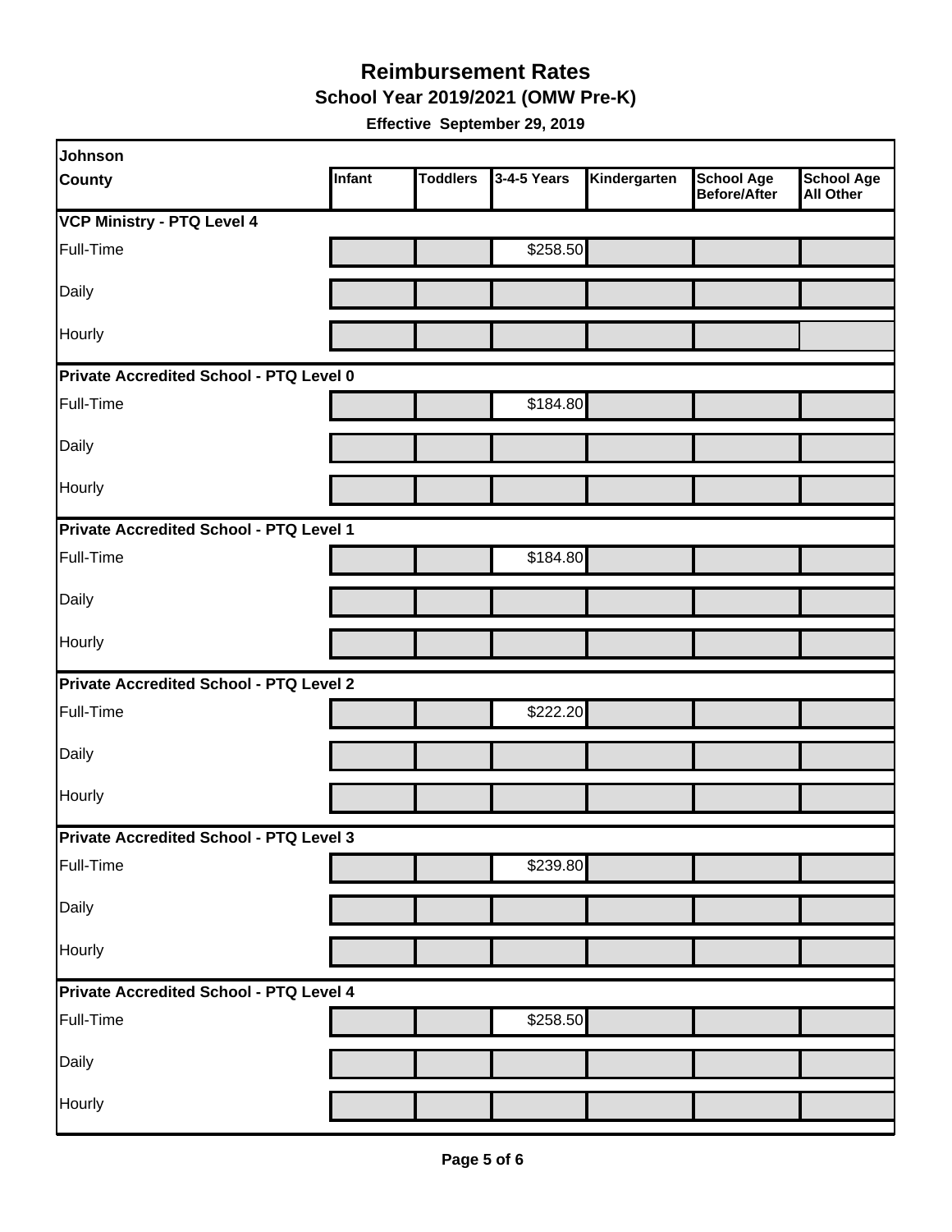# Reimbursement Rates

## School Year 2019/2021 (OMW Pre-K)

**Effective September 29, 2019**

| Johnson County | Infant | Toddlers | 3-4-5 Years | Kindergarten | School Age Before/After | School Age All Other |
|---|---|---|---|---|---|---|
| **VCP Ministry - PTQ Level 4** | | | | | | |
| Full-Time | | | $258.50 | | | |
| Daily | | | | | | |
| Hourly | | | | | | |
| **Private Accredited School - PTQ Level 0** | | | | | | |
| Full-Time | | | $184.80 | | | |
| Daily | | | | | | |
| Hourly | | | | | | |
| **Private Accredited School - PTQ Level 1** | | | | | | |
| Full-Time | | | $184.80 | | | |
| Daily | | | | | | |
| Hourly | | | | | | |
| **Private Accredited School - PTQ Level 2** | | | | | | |
| Full-Time | | | $222.20 | | | |
| Daily | | | | | | |
| Hourly | | | | | | |
| **Private Accredited School - PTQ Level 3** | | | | | | |
| Full-Time | | | $239.80 | | | |
| Daily | | | | | | |
| Hourly | | | | | | |
| **Private Accredited School - PTQ Level 4** | | | | | | |
| Full-Time | | | $258.50 | | | |
| Daily | | | | | | |
| Hourly | | | | | | |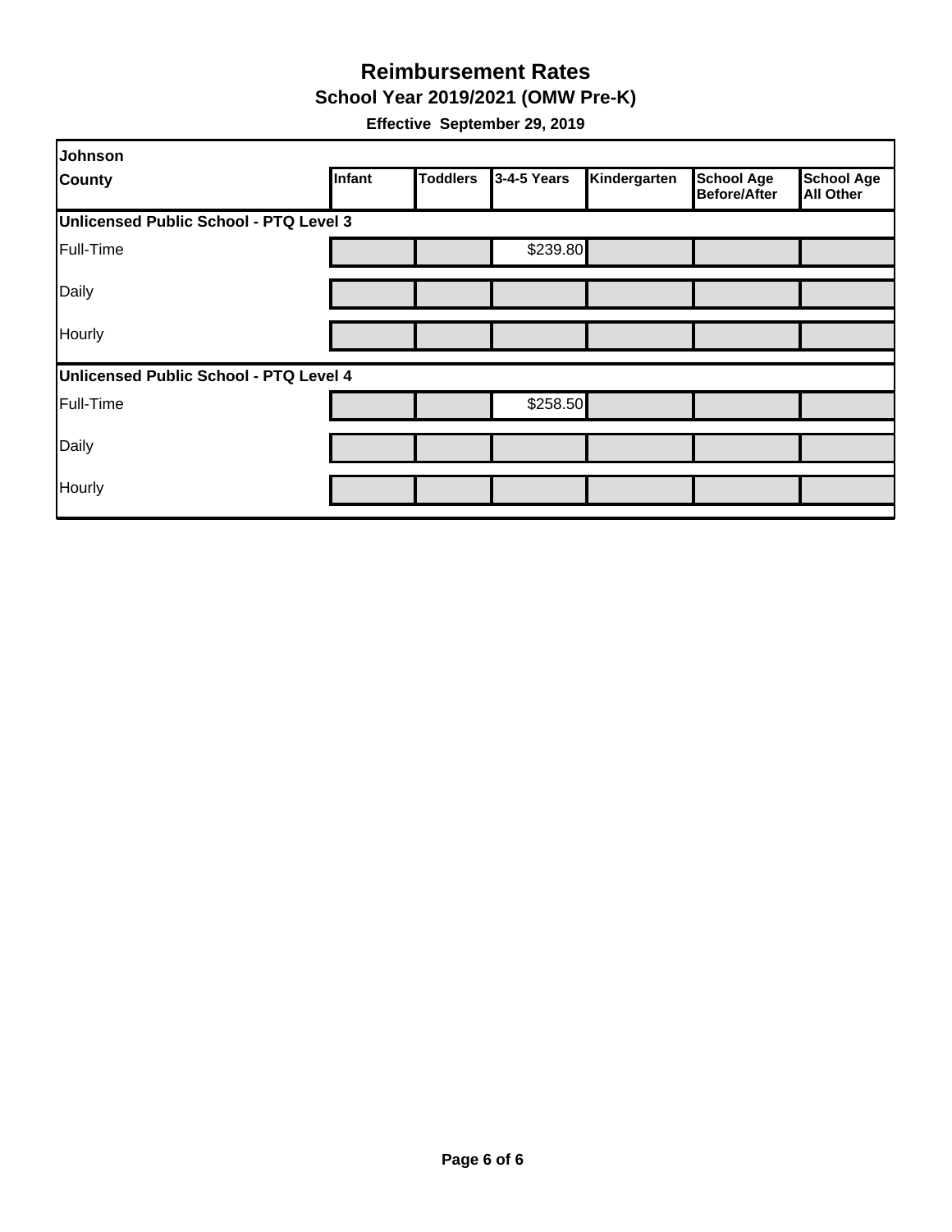# Reimbursement Rates

## School Year 2019/2021 (OMW Pre-K)

**Effective September 29, 2019**

| Johnson County | Infant | Toddlers | 3-4-5 Years | Kindergarten | School Age Before/After | School Age All Other |
|---|---|---|---|---|---|---|
| **Unlicensed Public School - PTQ Level 3** | | | | | | |
| Full-Time | | | $239.80 | | | |
| Daily | | | | | | |
| Hourly | | | | | | |
| **Unlicensed Public School - PTQ Level 4** | | | | | | |
| Full-Time | | | $258.50 | | | |
| Daily | | | | | | |
| Hourly | | | | | | |